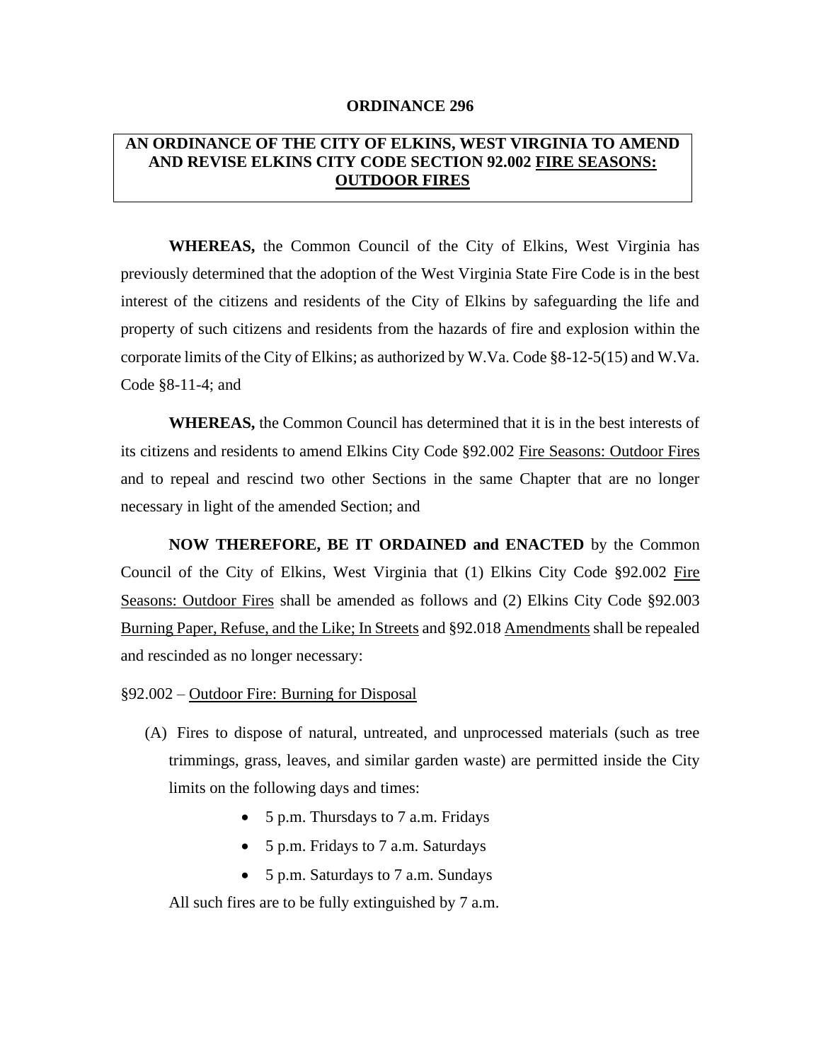# ORDINANCE 296

## AN ORDINANCE OF THE CITY OF ELKINS, WEST VIRGINIA TO AMEND AND REVISE ELKINS CITY CODE SECTION 92.002 FIRE SEASONS: OUTDOOR FIRES

**WHEREAS,** the Common Council of the City of Elkins, West Virginia has previously determined that the adoption of the West Virginia State Fire Code is in the best interest of the citizens and residents of the City of Elkins by safeguarding the life and property of such citizens and residents from the hazards of fire and explosion within the corporate limits of the City of Elkins; as authorized by W.Va. Code §8-12-5(15) and W.Va. Code §8-11-4; and

**WHEREAS,** the Common Council has determined that it is in the best interests of its citizens and residents to amend Elkins City Code §92.002 Fire Seasons: Outdoor Fires and to repeal and rescind two other Sections in the same Chapter that are no longer necessary in light of the amended Section; and

**NOW THEREFORE, BE IT ORDAINED and ENACTED** by the Common Council of the City of Elkins, West Virginia that (1) Elkins City Code §92.002 Fire Seasons: Outdoor Fires shall be amended as follows and (2) Elkins City Code §92.003 Burning Paper, Refuse, and the Like; In Streets and §92.018 Amendments shall be repealed and rescinded as no longer necessary:

§92.002 – Outdoor Fire: Burning for Disposal

(A) Fires to dispose of natural, untreated, and unprocessed materials (such as tree trimmings, grass, leaves, and similar garden waste) are permitted inside the City limits on the following days and times:

- 5 p.m. Thursdays to 7 a.m. Fridays
- 5 p.m. Fridays to 7 a.m. Saturdays
- 5 p.m. Saturdays to 7 a.m. Sundays

All such fires are to be fully extinguished by 7 a.m.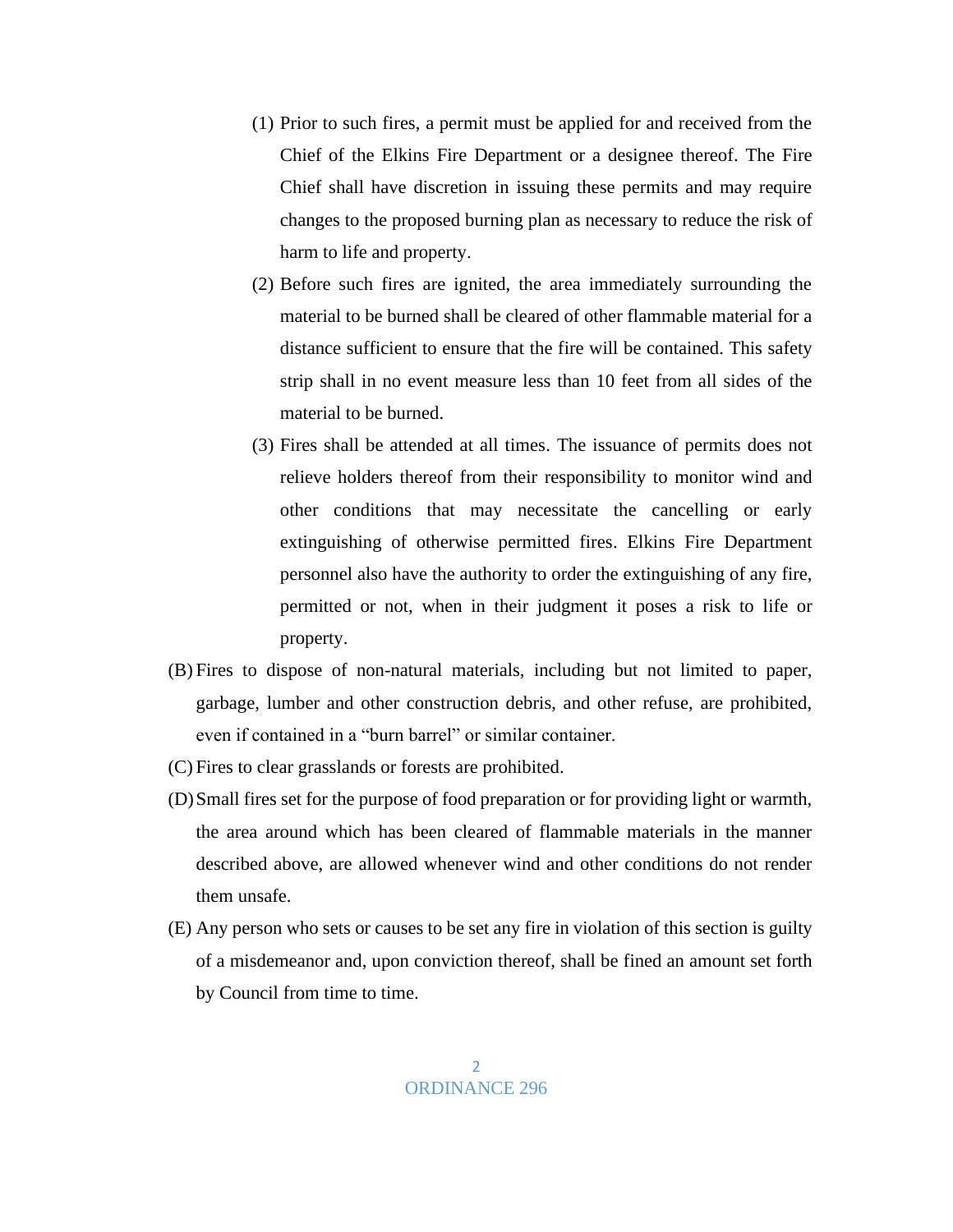(1) Prior to such fires, a permit must be applied for and received from the Chief of the Elkins Fire Department or a designee thereof. The Fire Chief shall have discretion in issuing these permits and may require changes to the proposed burning plan as necessary to reduce the risk of harm to life and property.

(2) Before such fires are ignited, the area immediately surrounding the material to be burned shall be cleared of other flammable material for a distance sufficient to ensure that the fire will be contained. This safety strip shall in no event measure less than 10 feet from all sides of the material to be burned.

(3) Fires shall be attended at all times. The issuance of permits does not relieve holders thereof from their responsibility to monitor wind and other conditions that may necessitate the cancelling or early extinguishing of otherwise permitted fires. Elkins Fire Department personnel also have the authority to order the extinguishing of any fire, permitted or not, when in their judgment it poses a risk to life or property.

(B) Fires to dispose of non-natural materials, including but not limited to paper, garbage, lumber and other construction debris, and other refuse, are prohibited, even if contained in a "burn barrel" or similar container.

(C) Fires to clear grasslands or forests are prohibited.

(D) Small fires set for the purpose of food preparation or for providing light or warmth, the area around which has been cleared of flammable materials in the manner described above, are allowed whenever wind and other conditions do not render them unsafe.

(E) Any person who sets or causes to be set any fire in violation of this section is guilty of a misdemeanor and, upon conviction thereof, shall be fined an amount set forth by Council from time to time.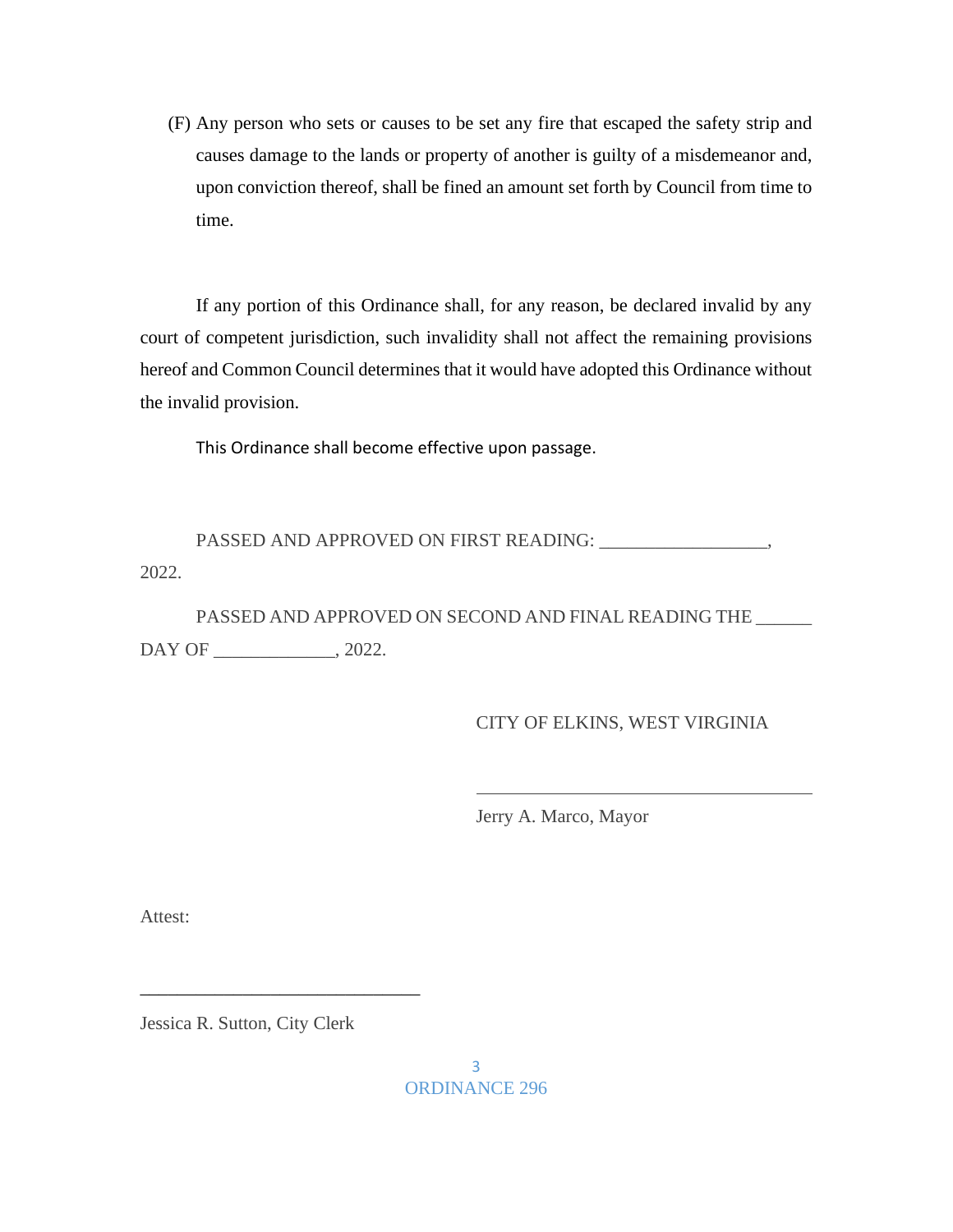(F) Any person who sets or causes to be set any fire that escaped the safety strip and causes damage to the lands or property of another is guilty of a misdemeanor and, upon conviction thereof, shall be fined an amount set forth by Council from time to time.

If any portion of this Ordinance shall, for any reason, be declared invalid by any court of competent jurisdiction, such invalidity shall not affect the remaining provisions hereof and Common Council determines that it would have adopted this Ordinance without the invalid provision.

This Ordinance shall become effective upon passage.

PASSED AND APPROVED ON FIRST READING: __________________, 2022.

PASSED AND APPROVED ON SECOND AND FINAL READING THE ______ DAY OF _____________, 2022.

CITY OF ELKINS, WEST VIRGINIA

_________________________________

Jerry A. Marco, Mayor

Attest:

_______________________________

Jessica R. Sutton, City Clerk

ORDINANCE 296